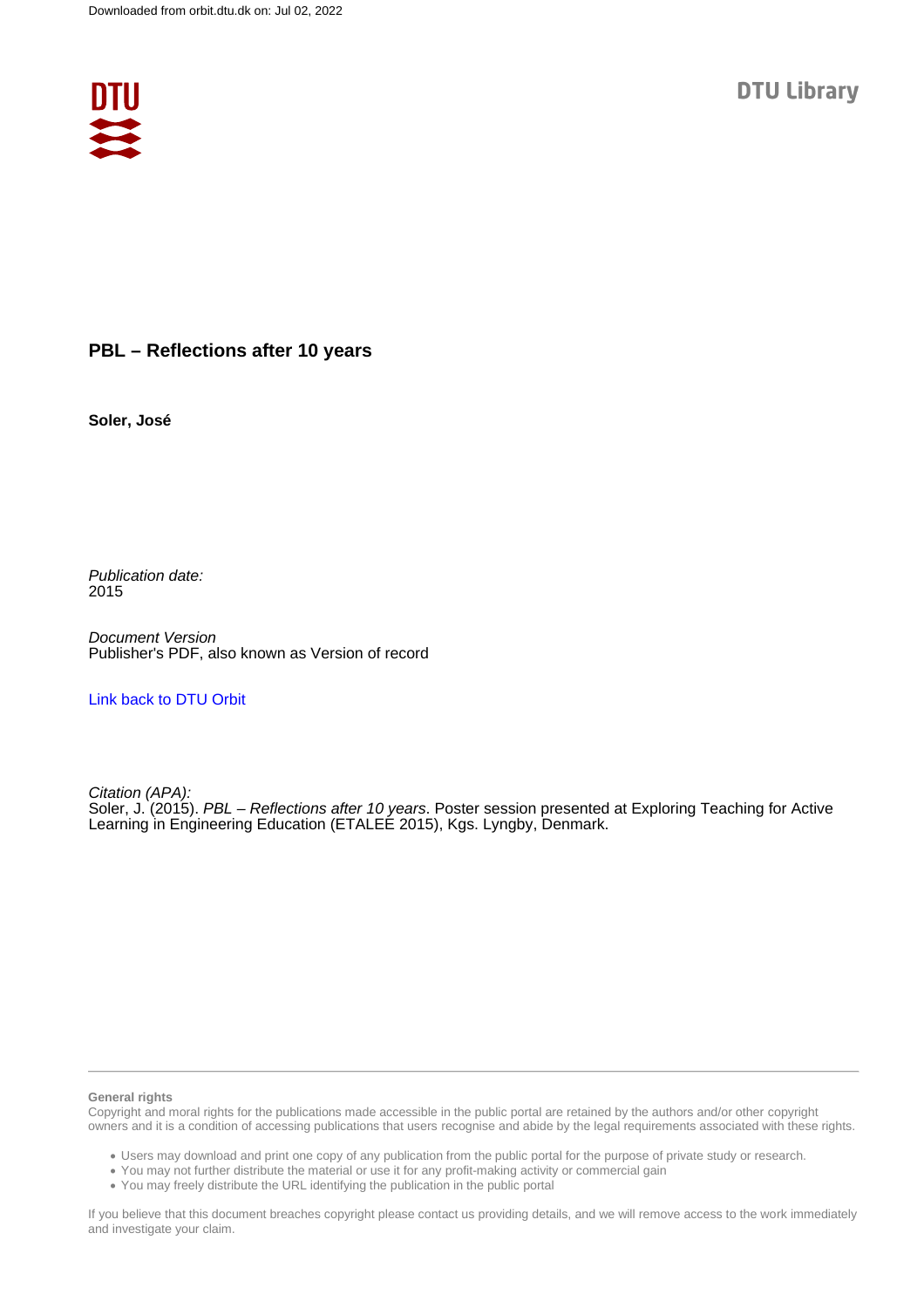Downloaded from orbit.dtu.dk on: Jul 02, 2022

DTU Library

# PBL – Reflections after 10 years

**Soler, José**

*Publication date:*
2015

*Document Version*
Publisher's PDF, also known as Version of record

[Link back to DTU Orbit](#)

*Citation (APA):*
Soler, J. (2015). *PBL – Reflections after 10 years*. Poster session presented at Exploring Teaching for Active Learning in Engineering Education (ETALEE 2015), Kgs. Lyngby, Denmark.

---

**General rights**
Copyright and moral rights for the publications made accessible in the public portal are retained by the authors and/or other copyright owners and it is a condition of accessing publications that users recognise and abide by the legal requirements associated with these rights.

- Users may download and print one copy of any publication from the public portal for the purpose of private study or research.
- You may not further distribute the material or use it for any profit-making activity or commercial gain
- You may freely distribute the URL identifying the publication in the public portal

If you believe that this document breaches copyright please contact us providing details, and we will remove access to the work immediately and investigate your claim.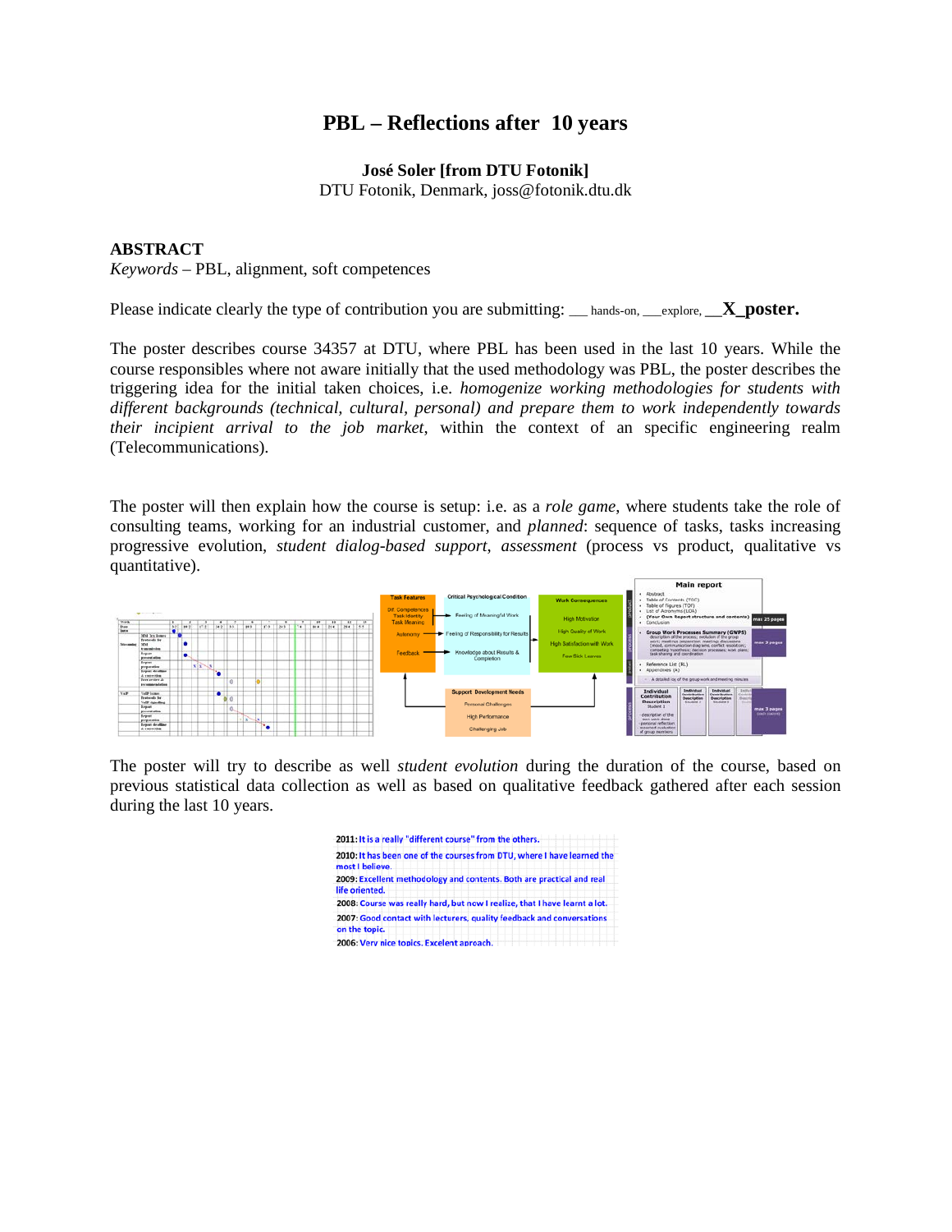# PBL – Reflections after 10 years

**José Soler [from DTU Fotonik]**
DTU Fotonik, Denmark, joss@fotonik.dtu.dk

## ABSTRACT

*Keywords* – PBL, alignment, soft competences

Please indicate clearly the type of contribution you are submitting: ___ hands-on, ___explore, __**X_poster.**

The poster describes course 34357 at DTU, where PBL has been used in the last 10 years. While the course responsibles where not aware initially that the used methodology was PBL, the poster describes the triggering idea for the initial taken choices, i.e. *homogenize working methodologies for students with different backgrounds (technical, cultural, personal) and prepare them to work independently towards their incipient arrival to the job market*, within the context of an specific engineering realm (Telecommunications).

The poster will then explain how the course is setup: i.e. as a *role game*, where students take the role of consulting teams, working for an industrial customer, and *planned*: sequence of tasks, tasks increasing progressive evolution, *student dialog-based support*, *assessment* (process vs product, qualitative vs quantitative).

Task Features
Diff. Competences
Task Identity
Task Meaning
Autonomy
Feedback

Critical Psychological Condition
Feeling of Meaningful Work
Feeling of Responsibility for Results
Knowledge about Results & Completion

Work Consequences
High Motivation
High Quality of Work
High Satisfaction with Work
Few Sick Leaves

Support Development Needs
Personal Challenges
High Performance
Challenging Job

Main report
- Abstract
- Table of Contents (TOC)
- Table of figures (TOF)
- List of Acronyms (LOA)
- (Your Own Report structure and contents)
- Conclusion

max 25 pages

Group Work Processes Summary (GWPS)

max 3 pages

- Reference List (RL)
- Appendixes (A)

A detailed log of the group-work and meeting minutes

Individual Contribution Description
Student 1

max 3 pages (each student)

The poster will try to describe as well *student evolution* during the duration of the course, based on previous statistical data collection as well as based on qualitative feedback gathered after each session during the last 10 years.

2011: It is a really "different course" from the others.
2010: It has been one of the courses from DTU, where I have learned the most I believe.
2009: Excellent methodology and contents. Both are practical and real life oriented.
2008: Course was really hard, but now I realize, that I have learnt a lot.
2007: Good contact with lecturers, quality feedback and conversations on the topic.
2006: Very nice topics. Excelent aproach.